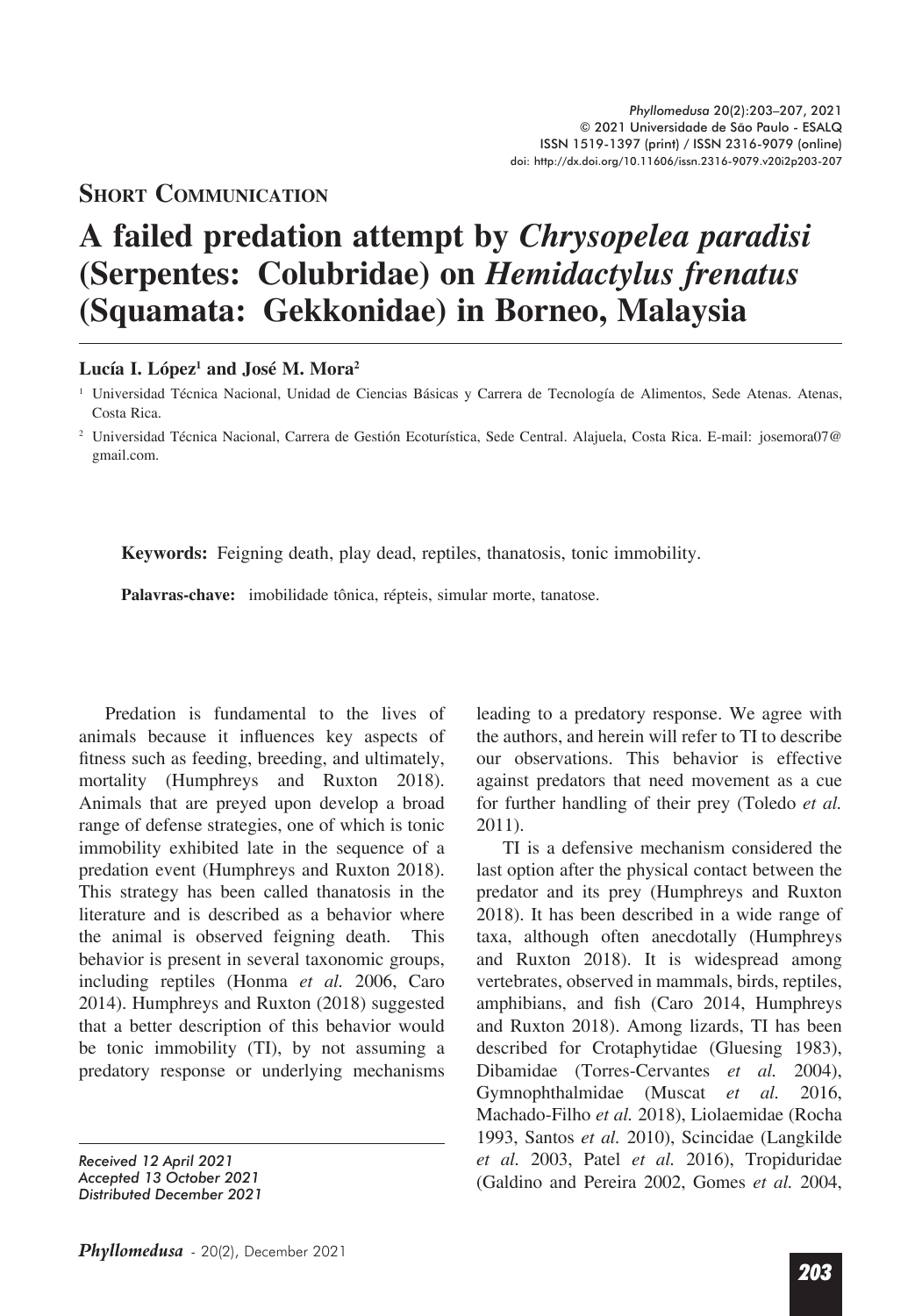**Short Communication**

# A failed predation attempt by *Chrysopelea paradisi* (Serpentes: Colubridae) on *Hemidactylus frenatus* (Squamata: Gekkonidae) in Borneo, Malaysia

**Lucía I. López**[1] **and José M. Mora**[2]

[1] Universidad Técnica Nacional, Unidad de Ciencias Básicas y Carrera de Tecnología de Alimentos, Sede Atenas. Atenas, Costa Rica.

[2] Universidad Técnica Nacional, Carrera de Gestión Ecoturística, Sede Central. Alajuela, Costa Rica. E-mail: josemora07@gmail.com.

**Keywords:** Feigning death, play dead, reptiles, thanatosis, tonic immobility.

**Palavras-chave:** imobilidade tônica, répteis, simular morte, tanatose.

Predation is fundamental to the lives of animals because it influences key aspects of fitness such as feeding, breeding, and ultimately, mortality (Humphreys and Ruxton 2018). Animals that are preyed upon develop a broad range of defense strategies, one of which is tonic immobility exhibited late in the sequence of a predation event (Humphreys and Ruxton 2018). This strategy has been called thanatosis in the literature and is described as a behavior where the animal is observed feigning death. This behavior is present in several taxonomic groups, including reptiles (Honma *et al.* 2006, Caro 2014). Humphreys and Ruxton (2018) suggested that a better description of this behavior would be tonic immobility (TI), by not assuming a predatory response or underlying mechanisms leading to a predatory response. We agree with the authors, and herein will refer to TI to describe our observations. This behavior is effective against predators that need movement as a cue for further handling of their prey (Toledo *et al.* 2011).

TI is a defensive mechanism considered the last option after the physical contact between the predator and its prey (Humphreys and Ruxton 2018). It has been described in a wide range of taxa, although often anecdotally (Humphreys and Ruxton 2018). It is widespread among vertebrates, observed in mammals, birds, reptiles, amphibians, and fish (Caro 2014, Humphreys and Ruxton 2018). Among lizards, TI has been described for Crotaphytidae (Gluesing 1983), Dibamidae (Torres-Cervantes *et al.* 2004), Gymnophthalmidae (Muscat *et al.* 2016, Machado-Filho *et al.* 2018), Liolaemidae (Rocha 1993, Santos *et al.* 2010), Scincidae (Langkilde *et al.* 2003, Patel *et al.* 2016), Tropiduridae (Galdino and Pereira 2002, Gomes *et al.* 2004,

*Received 12 April 2021*
*Accepted 13 October 2021*
*Distributed December 2021*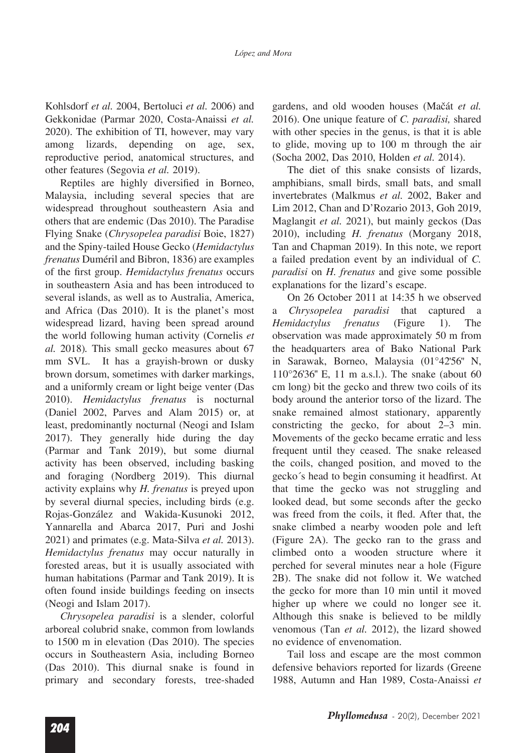Kohlsdorf *et al.* 2004, Bertoluci *et al.* 2006) and Gekkonidae (Parmar 2020, Costa-Anaissi *et al.* 2020). The exhibition of TI, however, may vary among lizards, depending on age, sex, reproductive period, anatomical structures, and other features (Segovia *et al.* 2019).

Reptiles are highly diversified in Borneo, Malaysia, including several species that are widespread throughout southeastern Asia and others that are endemic (Das 2010). The Paradise Flying Snake (*Chrysopelea paradisi* Boie, 1827) and the Spiny-tailed House Gecko (*Hemidactylus frenatus* Duméril and Bibron, 1836) are examples of the first group. *Hemidactylus frenatus* occurs in southeastern Asia and has been introduced to several islands, as well as to Australia, America, and Africa (Das 2010). It is the planet's most widespread lizard, having been spread around the world following human activity (Cornelis *et al.* 2018). This small gecko measures about 67 mm SVL. It has a grayish-brown or dusky brown dorsum, sometimes with darker markings, and a uniformly cream or light beige venter (Das 2010). *Hemidactylus frenatus* is nocturnal (Daniel 2002, Parves and Alam 2015) or, at least, predominantly nocturnal (Neogi and Islam 2017). They generally hide during the day (Parmar and Tank 2019), but some diurnal activity has been observed, including basking and foraging (Nordberg 2019). This diurnal activity explains why *H. frenatus* is preyed upon by several diurnal species, including birds (e.g. Rojas-González and Wakida-Kusunoki 2012, Yannarella and Abarca 2017, Puri and Joshi 2021) and primates (e.g. Mata-Silva *et al.* 2013). *Hemidactylus frenatus* may occur naturally in forested areas, but it is usually associated with human habitations (Parmar and Tank 2019). It is often found inside buildings feeding on insects (Neogi and Islam 2017).

*Chrysopelea paradisi* is a slender, colorful arboreal colubrid snake, common from lowlands to 1500 m in elevation (Das 2010). The species occurs in Southeastern Asia, including Borneo (Das 2010). This diurnal snake is found in primary and secondary forests, tree-shaded gardens, and old wooden houses (Mačát *et al.* 2016). One unique feature of *C. paradisi,* shared with other species in the genus, is that it is able to glide, moving up to 100 m through the air (Socha 2002, Das 2010, Holden *et al.* 2014).

The diet of this snake consists of lizards, amphibians, small birds, small bats, and small invertebrates (Malkmus *et al.* 2002, Baker and Lim 2012, Chan and D'Rozario 2013, Goh 2019, Maglangit *et al.* 2021), but mainly geckos (Das 2010), including *H. frenatus* (Morgany 2018, Tan and Chapman 2019). In this note, we report a failed predation event by an individual of *C. paradisi* on *H. frenatus* and give some possible explanations for the lizard's escape.

On 26 October 2011 at 14:35 h we observed a *Chrysopelea paradisi* that captured a *Hemidactylus frenatus* (Figure 1). The observation was made approximately 50 m from the headquarters area of Bako National Park in Sarawak, Borneo, Malaysia (01°42'56" N, 110°26'36" E, 11 m a.s.l.). The snake (about 60 cm long) bit the gecko and threw two coils of its body around the anterior torso of the lizard. The snake remained almost stationary, apparently constricting the gecko, for about 2–3 min. Movements of the gecko became erratic and less frequent until they ceased. The snake released the coils, changed position, and moved to the gecko´s head to begin consuming it headfirst. At that time the gecko was not struggling and looked dead, but some seconds after the gecko was freed from the coils, it fled. After that, the snake climbed a nearby wooden pole and left (Figure 2A). The gecko ran to the grass and climbed onto a wooden structure where it perched for several minutes near a hole (Figure 2B). The snake did not follow it. We watched the gecko for more than 10 min until it moved higher up where we could no longer see it. Although this snake is believed to be mildly venomous (Tan *et al.* 2012), the lizard showed no evidence of envenomation.

Tail loss and escape are the most common defensive behaviors reported for lizards (Greene 1988, Autumn and Han 1989, Costa-Anaissi *et*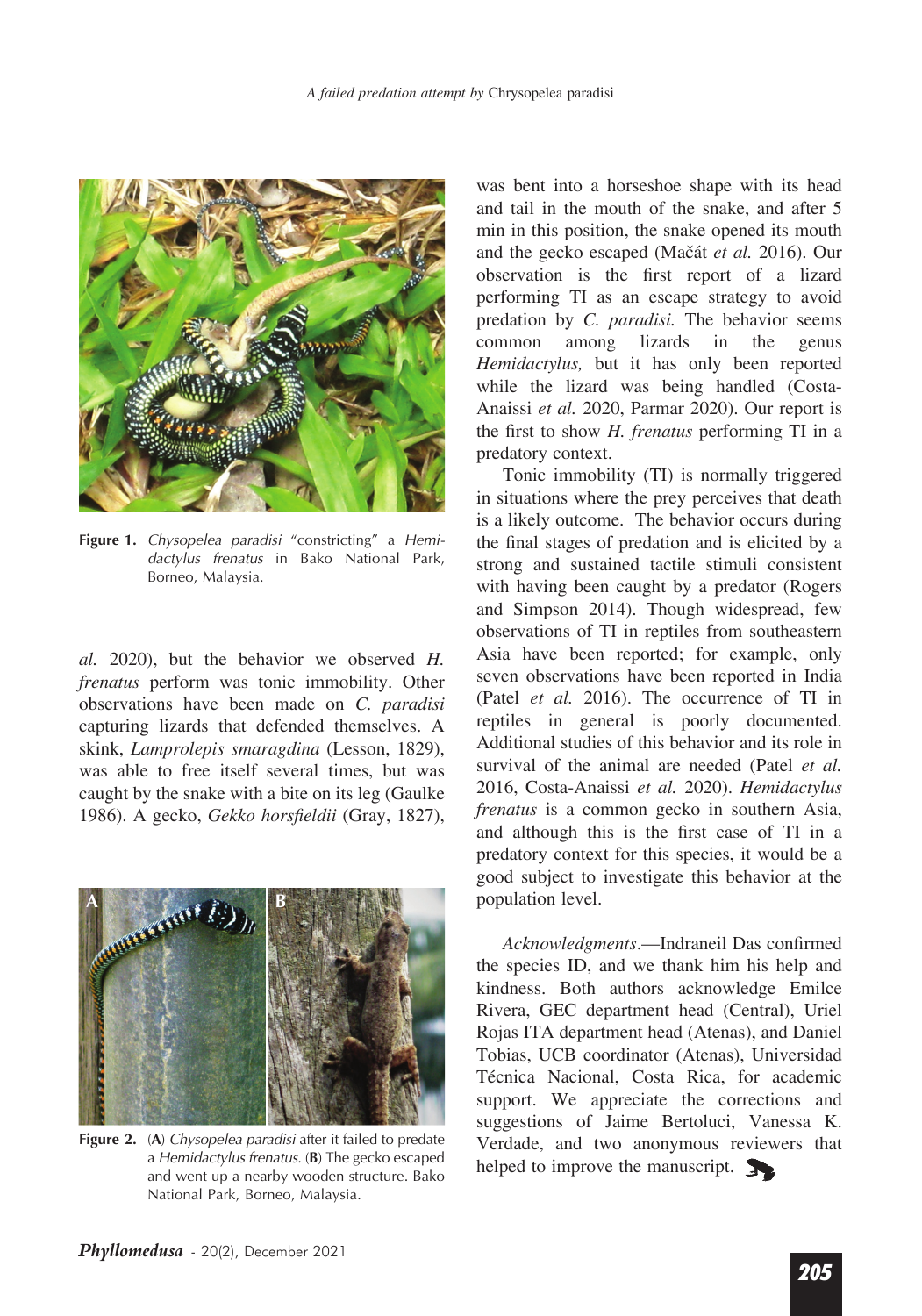Figure 1. *Chysopelea paradisi* "constricting" a *Hemidactylus frenatus* in Bako National Park, Borneo, Malaysia.

*al.* 2020), but the behavior we observed *H. frenatus* perform was tonic immobility. Other observations have been made on *C. paradisi* capturing lizards that defended themselves. A skink, *Lamprolepis smaragdina* (Lesson, 1829), was able to free itself several times, but was caught by the snake with a bite on its leg (Gaulke 1986). A gecko, *Gekko horsfieldii* (Gray, 1827), was bent into a horseshoe shape with its head and tail in the mouth of the snake, and after 5 min in this position, the snake opened its mouth and the gecko escaped (Mačát *et al.* 2016). Our observation is the first report of a lizard performing TI as an escape strategy to avoid predation by *C. paradisi.* The behavior seems common among lizards in the genus *Hemidactylus,* but it has only been reported while the lizard was being handled (Costa-Anaissi *et al.* 2020, Parmar 2020). Our report is the first to show *H. frenatus* performing TI in a predatory context.

Tonic immobility (TI) is normally triggered in situations where the prey perceives that death is a likely outcome. The behavior occurs during the final stages of predation and is elicited by a strong and sustained tactile stimuli consistent with having been caught by a predator (Rogers and Simpson 2014). Though widespread, few observations of TI in reptiles from southeastern Asia have been reported; for example, only seven observations have been reported in India (Patel *et al.* 2016). The occurrence of TI in reptiles in general is poorly documented. Additional studies of this behavior and its role in survival of the animal are needed (Patel *et al.* 2016, Costa-Anaissi *et al.* 2020). *Hemidactylus frenatus* is a common gecko in southern Asia, and although this is the first case of TI in a predatory context for this species, it would be a good subject to investigate this behavior at the population level.

Figure 2. (**A**) *Chysopelea paradisi* after it failed to predate a *Hemidactylus frenatus*. (**B**) The gecko escaped and went up a nearby wooden structure. Bako National Park, Borneo, Malaysia.

*Acknowledgments*.—Indraneil Das confirmed the species ID, and we thank him his help and kindness. Both authors acknowledge Emilce Rivera, GEC department head (Central), Uriel Rojas ITA department head (Atenas), and Daniel Tobias, UCB coordinator (Atenas), Universidad Técnica Nacional, Costa Rica, for academic support. We appreciate the corrections and suggestions of Jaime Bertoluci, Vanessa K. Verdade, and two anonymous reviewers that helped to improve the manuscript.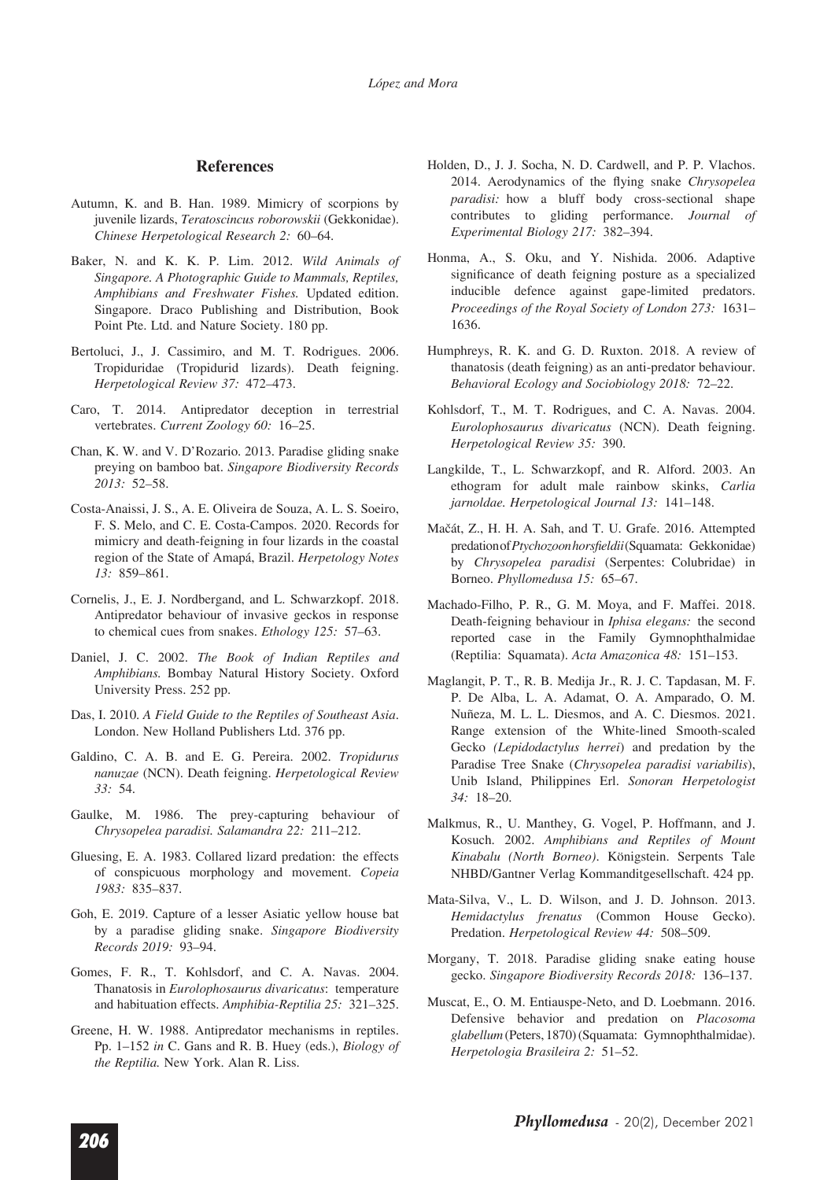## References

Autumn, K. and B. Han. 1989. Mimicry of scorpions by juvenile lizards, *Teratoscincus roborowskii* (Gekkonidae). *Chinese Herpetological Research 2:* 60–64.

Baker, N. and K. K. P. Lim. 2012. *Wild Animals of Singapore. A Photographic Guide to Mammals, Reptiles, Amphibians and Freshwater Fishes.* Updated edition. Singapore. Draco Publishing and Distribution, Book Point Pte. Ltd. and Nature Society. 180 pp.

Bertoluci, J., J. Cassimiro, and M. T. Rodrigues. 2006. Tropiduridae (Tropidurid lizards). Death feigning. *Herpetological Review 37:* 472–473.

Caro, T. 2014. Antipredator deception in terrestrial vertebrates. *Current Zoology 60:* 16–25.

Chan, K. W. and V. D'Rozario. 2013. Paradise gliding snake preying on bamboo bat. *Singapore Biodiversity Records 2013:* 52–58.

Costa-Anaissi, J. S., A. E. Oliveira de Souza, A. L. S. Soeiro, F. S. Melo, and C. E. Costa-Campos. 2020. Records for mimicry and death-feigning in four lizards in the coastal region of the State of Amapá, Brazil. *Herpetology Notes 13:* 859–861.

Cornelis, J., E. J. Nordbergand, and L. Schwarzkopf. 2018. Antipredator behaviour of invasive geckos in response to chemical cues from snakes. *Ethology 125:* 57–63.

Daniel, J. C. 2002. *The Book of Indian Reptiles and Amphibians.* Bombay Natural History Society. Oxford University Press. 252 pp.

Das, I. 2010. *A Field Guide to the Reptiles of Southeast Asia*. London. New Holland Publishers Ltd. 376 pp.

Galdino, C. A. B. and E. G. Pereira. 2002. *Tropidurus nanuzae* (NCN). Death feigning. *Herpetological Review 33:* 54.

Gaulke, M. 1986. The prey-capturing behaviour of *Chrysopelea paradisi. Salamandra 22:* 211–212.

Gluesing, E. A. 1983. Collared lizard predation: the effects of conspicuous morphology and movement. *Copeia 1983:* 835–837.

Goh, E. 2019. Capture of a lesser Asiatic yellow house bat by a paradise gliding snake. *Singapore Biodiversity Records 2019:* 93–94.

Gomes, F. R., T. Kohlsdorf, and C. A. Navas. 2004. Thanatosis in *Eurolophosaurus divaricatus*: temperature and habituation effects. *Amphibia-Reptilia 25:* 321–325.

Greene, H. W. 1988. Antipredator mechanisms in reptiles. Pp. 1–152 *in* C. Gans and R. B. Huey (eds.), *Biology of the Reptilia.* New York. Alan R. Liss.

Holden, D., J. J. Socha, N. D. Cardwell, and P. P. Vlachos. 2014. Aerodynamics of the flying snake *Chrysopelea paradisi:* how a bluff body cross-sectional shape contributes to gliding performance. *Journal of Experimental Biology 217:* 382–394.

Honma, A., S. Oku, and Y. Nishida. 2006. Adaptive significance of death feigning posture as a specialized inducible defence against gape-limited predators. *Proceedings of the Royal Society of London 273:* 1631–1636.

Humphreys, R. K. and G. D. Ruxton. 2018. A review of thanatosis (death feigning) as an anti-predator behaviour. *Behavioral Ecology and Sociobiology 2018:* 72–22.

Kohlsdorf, T., M. T. Rodrigues, and C. A. Navas. 2004. *Eurolophosaurus divaricatus* (NCN). Death feigning. *Herpetological Review 35:* 390.

Langkilde, T., L. Schwarzkopf, and R. Alford. 2003. An ethogram for adult male rainbow skinks, *Carlia jarnoldae. Herpetological Journal 13:* 141–148.

Mačát, Z., H. H. A. Sah, and T. U. Grafe. 2016. Attempted predation of *Ptychozoon horsfieldii* (Squamata: Gekkonidae) by *Chrysopelea paradisi* (Serpentes: Colubridae) in Borneo. *Phyllomedusa 15:* 65–67.

Machado-Filho, P. R., G. M. Moya, and F. Maffei. 2018. Death-feigning behaviour in *Iphisa elegans:* the second reported case in the Family Gymnophthalmidae (Reptilia: Squamata). *Acta Amazonica 48:* 151–153.

Maglangit, P. T., R. B. Medija Jr., R. J. C. Tapdasan, M. F. P. De Alba, L. A. Adamat, O. A. Amparado, O. M. Nuñeza, M. L. L. Diesmos, and A. C. Diesmos. 2021. Range extension of the White-lined Smooth-scaled Gecko *(Lepidodactylus herrei*) and predation by the Paradise Tree Snake (*Chrysopelea paradisi variabilis*), Unib Island, Philippines Erl. *Sonoran Herpetologist 34:* 18–20.

Malkmus, R., U. Manthey, G. Vogel, P. Hoffmann, and J. Kosuch. 2002. *Amphibians and Reptiles of Mount Kinabalu (North Borneo)*. Königstein. Serpents Tale NHBD/Gantner Verlag Kommanditgesellschaft. 424 pp.

Mata-Silva, V., L. D. Wilson, and J. D. Johnson. 2013. *Hemidactylus frenatus* (Common House Gecko). Predation. *Herpetological Review 44:* 508–509.

Morgany, T. 2018. Paradise gliding snake eating house gecko. *Singapore Biodiversity Records 2018:* 136–137.

Muscat, E., O. M. Entiauspe-Neto, and D. Loebmann. 2016. Defensive behavior and predation on *Placosoma glabellum* (Peters, 1870) (Squamata: Gymnophthalmidae). *Herpetologia Brasileira 2:* 51–52.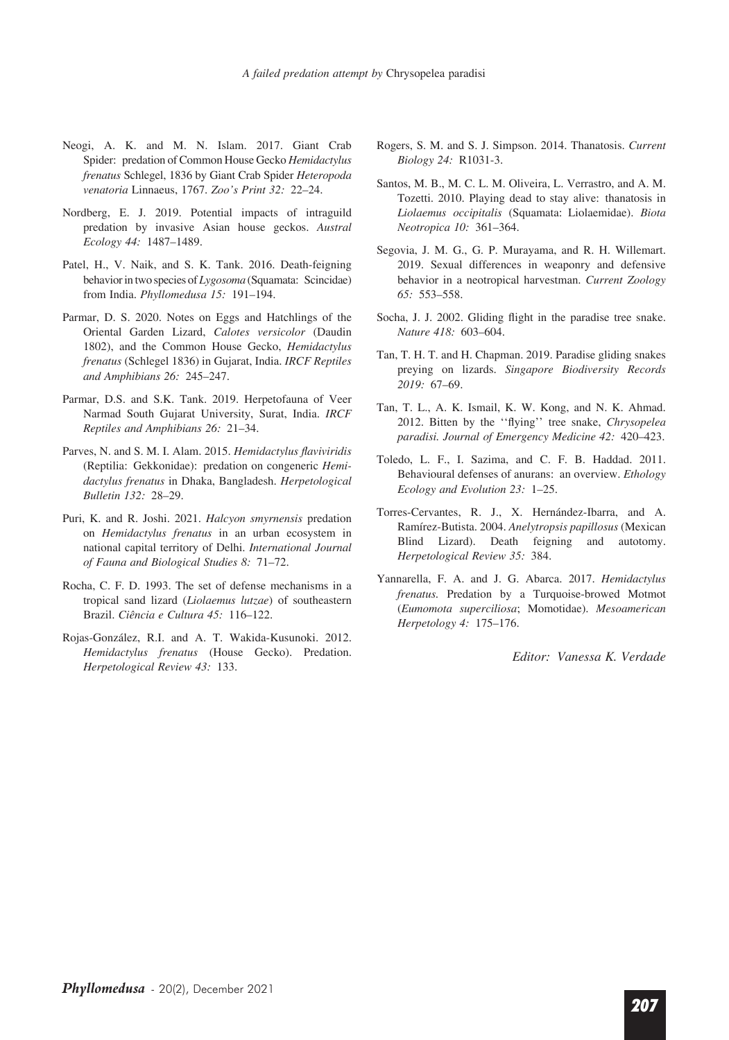Neogi, A. K. and M. N. Islam. 2017. Giant Crab Spider: predation of Common House Gecko *Hemidactylus frenatus* Schlegel, 1836 by Giant Crab Spider *Heteropoda venatoria* Linnaeus, 1767. *Zoo's Print 32:* 22–24.

Nordberg, E. J. 2019. Potential impacts of intraguild predation by invasive Asian house geckos. *Austral Ecology 44:* 1487–1489.

Patel, H., V. Naik, and S. K. Tank. 2016. Death-feigning behavior in two species of *Lygosoma* (Squamata: Scincidae) from India. *Phyllomedusa 15:* 191–194.

Parmar, D. S. 2020. Notes on Eggs and Hatchlings of the Oriental Garden Lizard, *Calotes versicolor* (Daudin 1802), and the Common House Gecko, *Hemidactylus frenatus* (Schlegel 1836) in Gujarat, India. *IRCF Reptiles and Amphibians 26:* 245–247.

Parmar, D.S. and S.K. Tank. 2019. Herpetofauna of Veer Narmad South Gujarat University, Surat, India. *IRCF Reptiles and Amphibians 26:* 21–34.

Parves, N. and S. M. I. Alam. 2015. *Hemidactylus flaviviridis* (Reptilia: Gekkonidae): predation on congeneric *Hemidactylus frenatus* in Dhaka, Bangladesh. *Herpetological Bulletin 132:* 28–29.

Puri, K. and R. Joshi. 2021. *Halcyon smyrnensis* predation on *Hemidactylus frenatus* in an urban ecosystem in national capital territory of Delhi. *International Journal of Fauna and Biological Studies 8:* 71–72.

Rocha, C. F. D. 1993. The set of defense mechanisms in a tropical sand lizard (*Liolaemus lutzae*) of southeastern Brazil. *Ciência e Cultura 45:* 116–122.

Rojas-González, R.I. and A. T. Wakida-Kusunoki. 2012. *Hemidactylus frenatus* (House Gecko). Predation. *Herpetological Review 43:* 133.

Rogers, S. M. and S. J. Simpson. 2014. Thanatosis. *Current Biology 24:* R1031-3.

Santos, M. B., M. C. L. M. Oliveira, L. Verrastro, and A. M. Tozetti. 2010. Playing dead to stay alive: thanatosis in *Liolaemus occipitalis* (Squamata: Liolaemidae). *Biota Neotropica 10:* 361–364.

Segovia, J. M. G., G. P. Murayama, and R. H. Willemart. 2019. Sexual differences in weaponry and defensive behavior in a neotropical harvestman. *Current Zoology 65:* 553–558.

Socha, J. J. 2002. Gliding flight in the paradise tree snake. *Nature 418:* 603–604.

Tan, T. H. T. and H. Chapman. 2019. Paradise gliding snakes preying on lizards. *Singapore Biodiversity Records 2019:* 67–69.

Tan, T. L., A. K. Ismail, K. W. Kong, and N. K. Ahmad. 2012. Bitten by the ''flying'' tree snake, *Chrysopelea paradisi. Journal of Emergency Medicine 42:* 420–423.

Toledo, L. F., I. Sazima, and C. F. B. Haddad. 2011. Behavioural defenses of anurans: an overview. *Ethology Ecology and Evolution 23:* 1–25.

Torres-Cervantes, R. J., X. Hernández-Ibarra, and A. Ramírez-Butista. 2004. *Anelytropsis papillosus* (Mexican Blind Lizard). Death feigning and autotomy. *Herpetological Review 35:* 384.

Yannarella, F. A. and J. G. Abarca. 2017. *Hemidactylus frenatus.* Predation by a Turquoise-browed Motmot (*Eumomota superciliosa*; Momotidae). *Mesoamerican Herpetology 4:* 175–176.

*Editor: Vanessa K. Verdade*